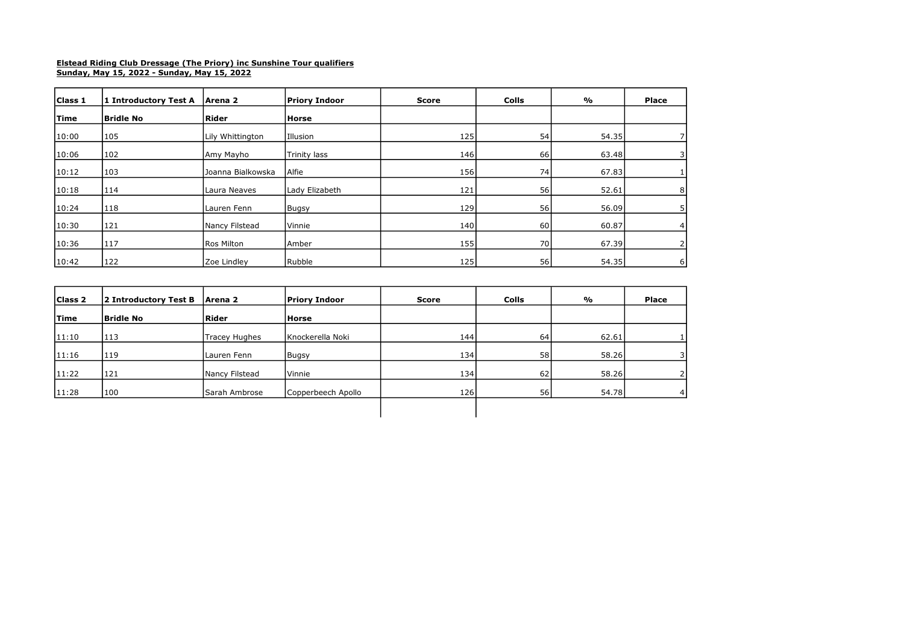**Elstead Riding Club Dressage (The Priory) inc Sunshine Tour qualifiers**
**Sunday, May 15, 2022 - Sunday, May 15, 2022**

| Class 1 | 1 Introductory Test A | Arena 2 | Priory Indoor | Score | Colls | % | Place |
|---|---|---|---|---|---|---|---|
| **Time** | **Bridle No** | **Rider** | **Horse** | | | | |
| 10:00 | 105 | Lily Whittington | Illusion | 125 | 54 | 54.35 | 7 |
| 10:06 | 102 | Amy Mayho | Trinity lass | 146 | 66 | 63.48 | 3 |
| 10:12 | 103 | Joanna Bialkowska | Alfie | 156 | 74 | 67.83 | 1 |
| 10:18 | 114 | Laura Neaves | Lady Elizabeth | 121 | 56 | 52.61 | 8 |
| 10:24 | 118 | Lauren Fenn | Bugsy | 129 | 56 | 56.09 | 5 |
| 10:30 | 121 | Nancy Filstead | Vinnie | 140 | 60 | 60.87 | 4 |
| 10:36 | 117 | Ros Milton | Amber | 155 | 70 | 67.39 | 2 |
| 10:42 | 122 | Zoe Lindley | Rubble | 125 | 56 | 54.35 | 6 |

| Class 2 | 2 Introductory Test B | Arena 2 | Priory Indoor | Score | Colls | % | Place |
|---|---|---|---|---|---|---|---|
| **Time** | **Bridle No** | **Rider** | **Horse** | | | | |
| 11:10 | 113 | Tracey Hughes | Knockerella Noki | 144 | 64 | 62.61 | 1 |
| 11:16 | 119 | Lauren Fenn | Bugsy | 134 | 58 | 58.26 | 3 |
| 11:22 | 121 | Nancy Filstead | Vinnie | 134 | 62 | 58.26 | 2 |
| 11:28 | 100 | Sarah Ambrose | Copperbeech Apollo | 126 | 56 | 54.78 | 4 |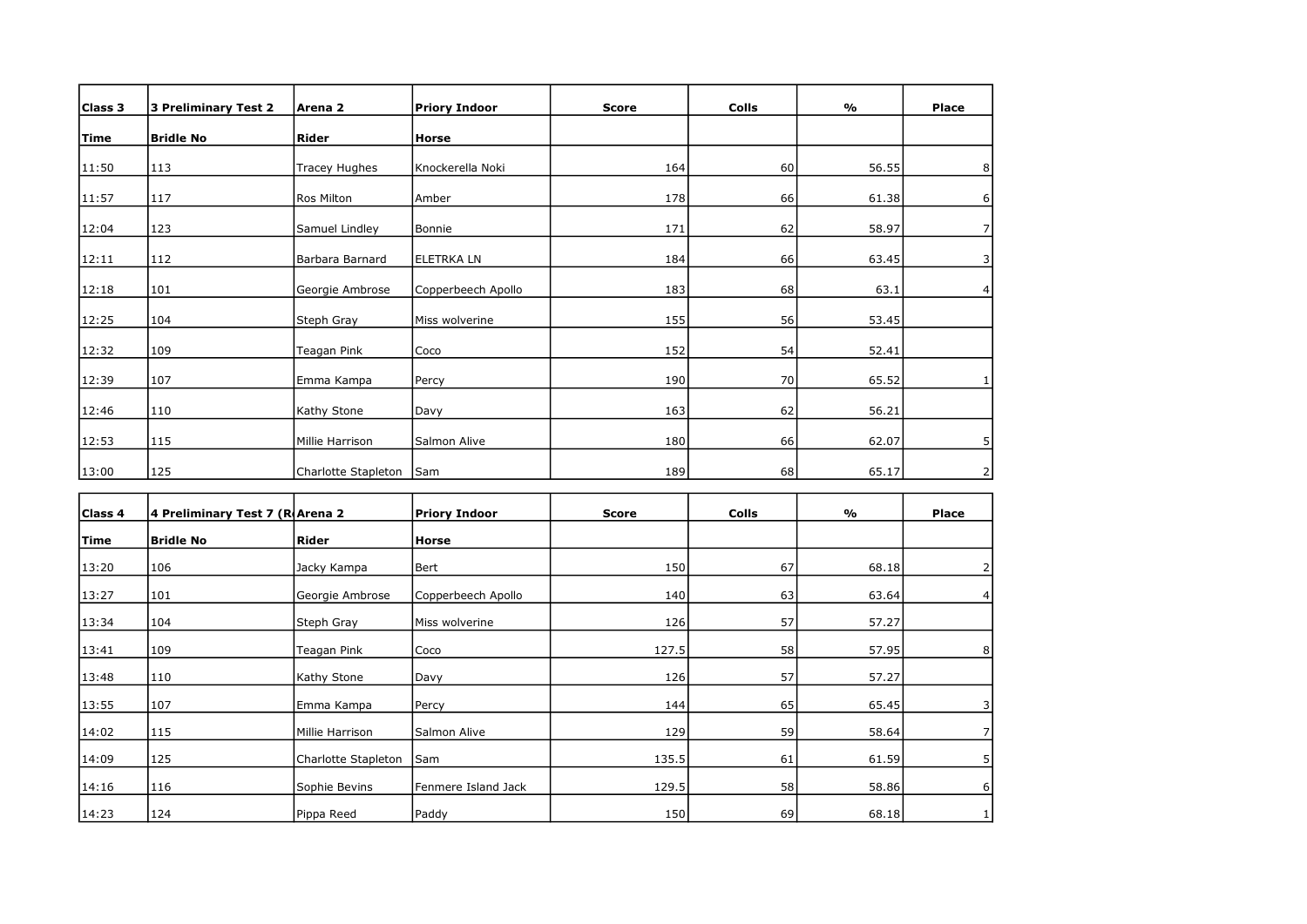| Class 3 | 3 Preliminary Test 2 | Arena 2 | Priory Indoor | Score | Colls | % | Place |
|---|---|---|---|---|---|---|---|
| Time | Bridle No | Rider | Horse | | | | |
| 11:50 | 113 | Tracey Hughes | Knockerella Noki | 164 | 60 | 56.55 | 8 |
| 11:57 | 117 | Ros Milton | Amber | 178 | 66 | 61.38 | 6 |
| 12:04 | 123 | Samuel Lindley | Bonnie | 171 | 62 | 58.97 | 7 |
| 12:11 | 112 | Barbara Barnard | ELETRKA LN | 184 | 66 | 63.45 | 3 |
| 12:18 | 101 | Georgie Ambrose | Copperbeech Apollo | 183 | 68 | 63.1 | 4 |
| 12:25 | 104 | Steph Gray | Miss wolverine | 155 | 56 | 53.45 | |
| 12:32 | 109 | Teagan Pink | Coco | 152 | 54 | 52.41 | |
| 12:39 | 107 | Emma Kampa | Percy | 190 | 70 | 65.52 | 1 |
| 12:46 | 110 | Kathy Stone | Davy | 163 | 62 | 56.21 | |
| 12:53 | 115 | Millie Harrison | Salmon Alive | 180 | 66 | 62.07 | 5 |
| 13:00 | 125 | Charlotte Stapleton | Sam | 189 | 68 | 65.17 | 2 |

| Class 4 | 4 Preliminary Test 7 (R | Arena 2 | Priory Indoor | Score | Colls | % | Place |
|---|---|---|---|---|---|---|---|
| Time | Bridle No | Rider | Horse | | | | |
| 13:20 | 106 | Jacky Kampa | Bert | 150 | 67 | 68.18 | 2 |
| 13:27 | 101 | Georgie Ambrose | Copperbeech Apollo | 140 | 63 | 63.64 | 4 |
| 13:34 | 104 | Steph Gray | Miss wolverine | 126 | 57 | 57.27 | |
| 13:41 | 109 | Teagan Pink | Coco | 127.5 | 58 | 57.95 | 8 |
| 13:48 | 110 | Kathy Stone | Davy | 126 | 57 | 57.27 | |
| 13:55 | 107 | Emma Kampa | Percy | 144 | 65 | 65.45 | 3 |
| 14:02 | 115 | Millie Harrison | Salmon Alive | 129 | 59 | 58.64 | 7 |
| 14:09 | 125 | Charlotte Stapleton | Sam | 135.5 | 61 | 61.59 | 5 |
| 14:16 | 116 | Sophie Bevins | Fenmere Island Jack | 129.5 | 58 | 58.86 | 6 |
| 14:23 | 124 | Pippa Reed | Paddy | 150 | 69 | 68.18 | 1 |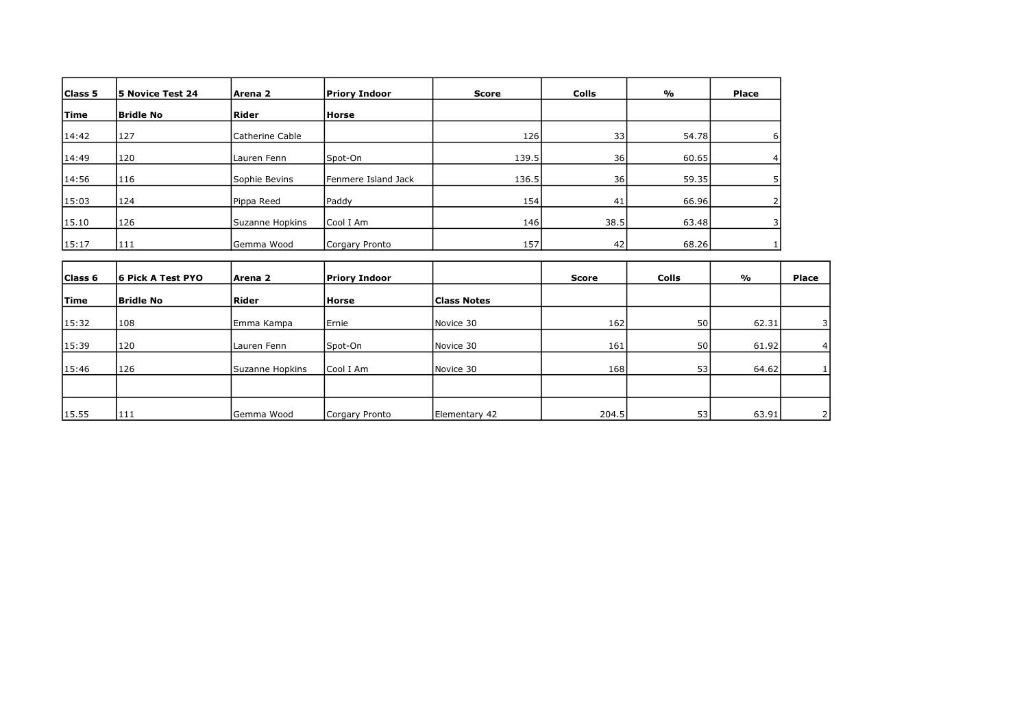| Class 5 | 5 Novice Test 24 | Arena 2 | Priory Indoor | Score | Colls | % | Place |
|---|---|---|---|---|---|---|---|
| **Time** | **Bridle No** | **Rider** | **Horse** | | | | |
| 14:42 | 127 | Catherine Cable | | 126 | 33 | 54.78 | 6 |
| 14:49 | 120 | Lauren Fenn | Spot-On | 139.5 | 36 | 60.65 | 4 |
| 14:56 | 116 | Sophie Bevins | Fenmere Island Jack | 136.5 | 36 | 59.35 | 5 |
| 15:03 | 124 | Pippa Reed | Paddy | 154 | 41 | 66.96 | 2 |
| 15.10 | 126 | Suzanne Hopkins | Cool I Am | 146 | 38.5 | 63.48 | 3 |
| 15:17 | 111 | Gemma Wood | Corgary Pronto | 157 | 42 | 68.26 | 1 |

| Class 6 | 6 Pick A Test PYO | Arena 2 | Priory Indoor | | Score | Colls | % | Place |
|---|---|---|---|---|---|---|---|---|
| **Time** | **Bridle No** | **Rider** | **Horse** | **Class Notes** | | | | |
| 15:32 | 108 | Emma Kampa | Ernie | Novice 30 | 162 | 50 | 62.31 | 3 |
| 15:39 | 120 | Lauren Fenn | Spot-On | Novice 30 | 161 | 50 | 61.92 | 4 |
| 15:46 | 126 | Suzanne Hopkins | Cool I Am | Novice 30 | 168 | 53 | 64.62 | 1 |
| | | | | | | | | |
| 15.55 | 111 | Gemma Wood | Corgary Pronto | Elementary 42 | 204.5 | 53 | 63.91 | 2 |